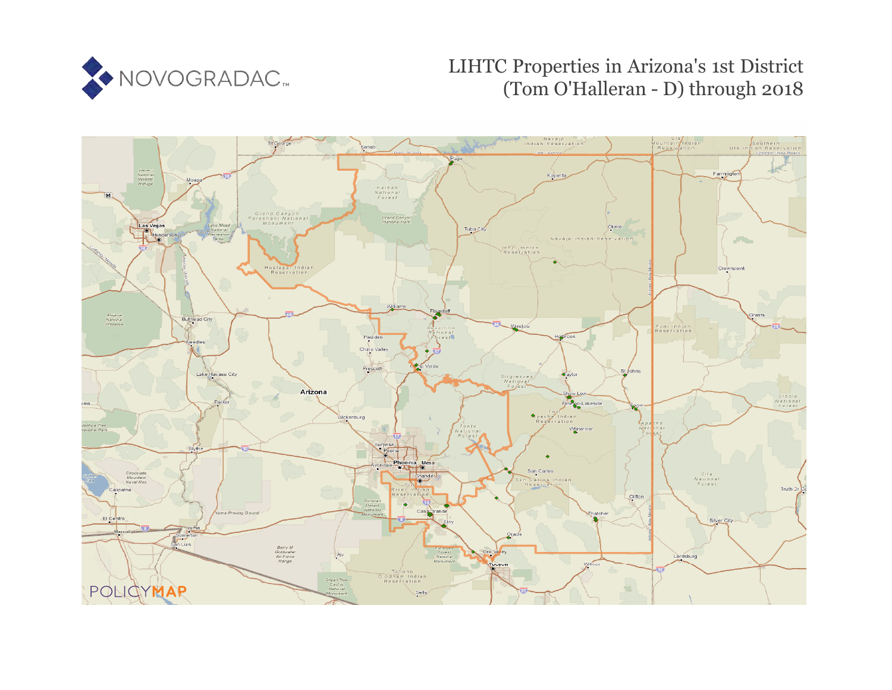# LIHTC Properties in Arizona's 1st District (Tom O'Halleran - D) through 2018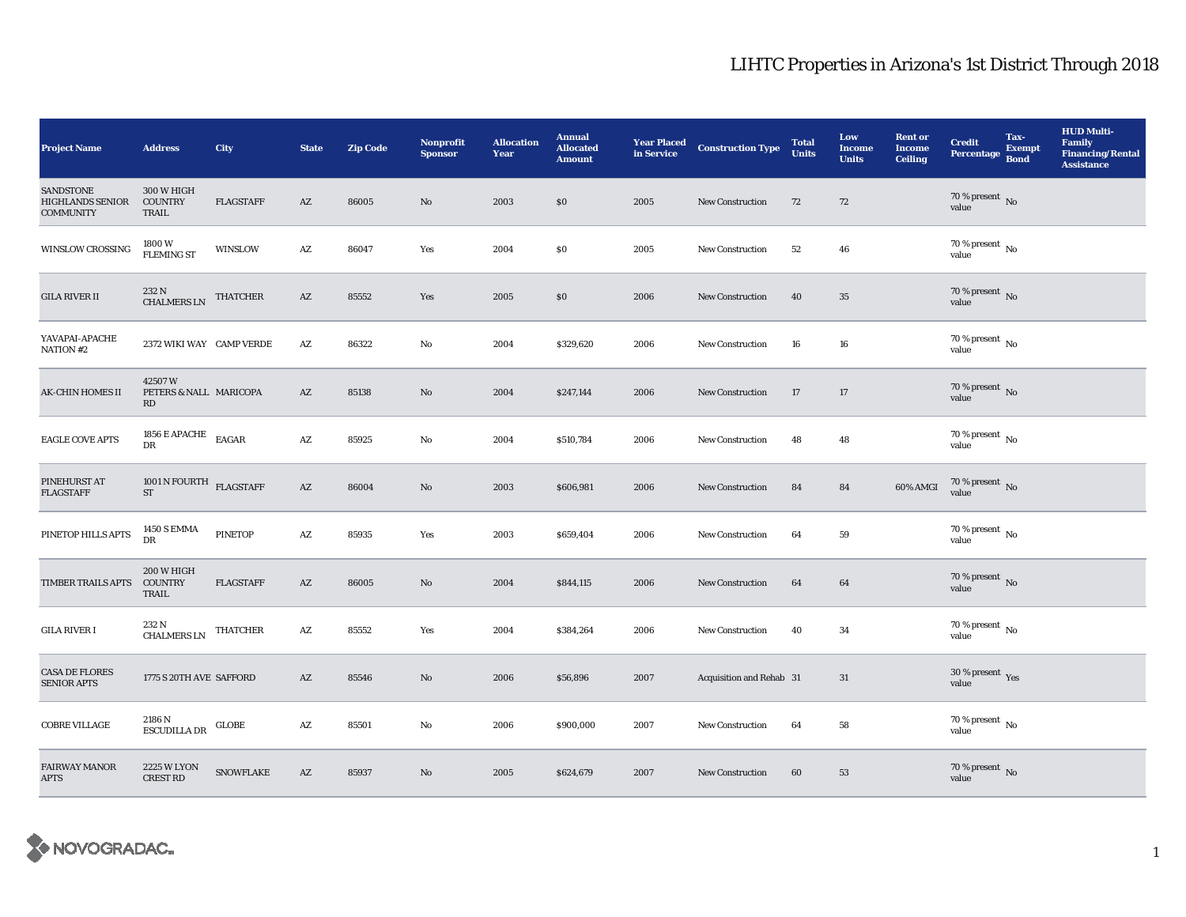# LIHTC Properties in Arizona's 1st District Through 2018

| Project Name | Address | City | State | Zip Code | Nonprofit Sponsor | Allocation Year | Annual Allocated Amount | Year Placed in Service | Construction Type | Total Units | Low Income Units | Rent or Income Ceiling | Credit Percentage | Tax-Exempt Bond | HUD Multi-Family Financing/Rental Assistance |
|---|---|---|---|---|---|---|---|---|---|---|---|---|---|---|---|
| SANDSTONE HIGHLANDS SENIOR COMMUNITY | 300 W HIGH COUNTRY TRAIL | FLAGSTAFF | AZ | 86005 | No | 2003 | $0 | 2005 | New Construction | 72 | 72 | | 70 % present value | No | |
| WINSLOW CROSSING | 1800 W FLEMING ST | WINSLOW | AZ | 86047 | Yes | 2004 | $0 | 2005 | New Construction | 52 | 46 | | 70 % present value | No | |
| GILA RIVER II | 232 N CHALMERS LN | THATCHER | AZ | 85552 | Yes | 2005 | $0 | 2006 | New Construction | 40 | 35 | | 70 % present value | No | |
| YAVAPAI-APACHE NATION #2 | 2372 WIKI WAY | CAMP VERDE | AZ | 86322 | No | 2004 | $329,620 | 2006 | New Construction | 16 | 16 | | 70 % present value | No | |
| AK-CHIN HOMES II | 42507 W PETERS & NALL RD | MARICOPA | AZ | 85138 | No | 2004 | $247,144 | 2006 | New Construction | 17 | 17 | | 70 % present value | No | |
| EAGLE COVE APTS | 1856 E APACHE DR | EAGAR | AZ | 85925 | No | 2004 | $510,784 | 2006 | New Construction | 48 | 48 | | 70 % present value | No | |
| PINEHURST AT FLAGSTAFF | 1001 N FOURTH ST | FLAGSTAFF | AZ | 86004 | No | 2003 | $606,981 | 2006 | New Construction | 84 | 84 | 60% AMGI | 70 % present value | No | |
| PINETOP HILLS APTS | 1450 S EMMA DR | PINETOP | AZ | 85935 | Yes | 2003 | $659,404 | 2006 | New Construction | 64 | 59 | | 70 % present value | No | |
| TIMBER TRAILS APTS | 200 W HIGH COUNTRY TRAIL | FLAGSTAFF | AZ | 86005 | No | 2004 | $844,115 | 2006 | New Construction | 64 | 64 | | 70 % present value | No | |
| GILA RIVER I | 232 N CHALMERS LN | THATCHER | AZ | 85552 | Yes | 2004 | $384,264 | 2006 | New Construction | 40 | 34 | | 70 % present value | No | |
| CASA DE FLORES SENIOR APTS | 1775 S 20TH AVE | SAFFORD | AZ | 85546 | No | 2006 | $56,896 | 2007 | Acquisition and Rehab | 31 | 31 | | 30 % present value | Yes | |
| COBRE VILLAGE | 2186 N ESCUDILLA DR | GLOBE | AZ | 85501 | No | 2006 | $900,000 | 2007 | New Construction | 64 | 58 | | 70 % present value | No | |
| FAIRWAY MANOR APTS | 2225 W LYON CREST RD | SNOWFLAKE | AZ | 85937 | No | 2005 | $624,679 | 2007 | New Construction | 60 | 53 | | 70 % present value | No | |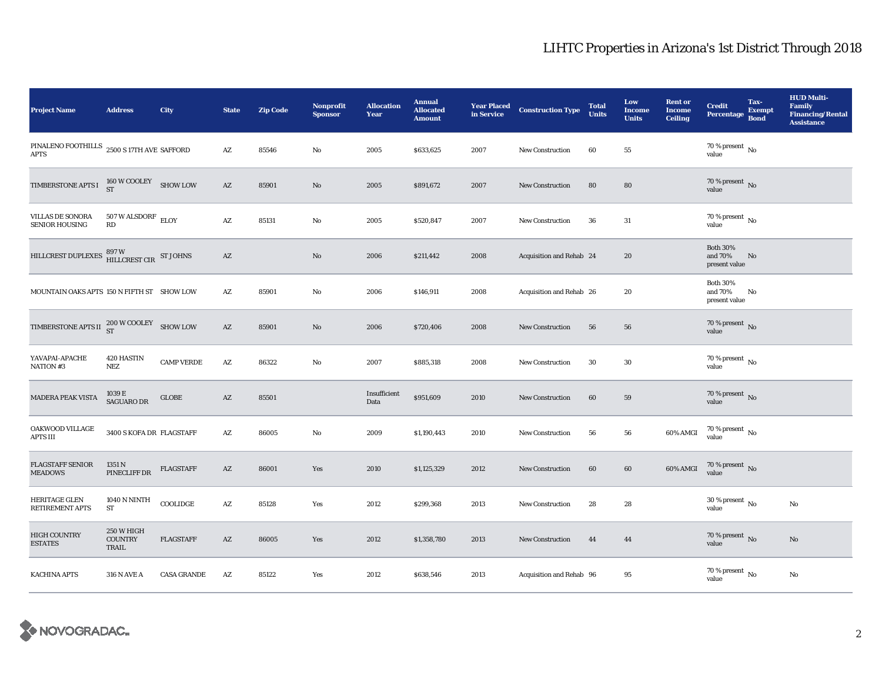# LIHTC Properties in Arizona's 1st District Through 2018

| Project Name | Address | City | State | Zip Code | Nonprofit Sponsor | Allocation Year | Annual Allocated Amount | Year Placed in Service | Construction Type | Total Units | Low Income Units | Rent or Income Ceiling | Credit Percentage | Tax-Exempt Bond | HUD Multi-Family Financing/Rental Assistance |
|---|---|---|---|---|---|---|---|---|---|---|---|---|---|---|---|
| PINALENO FOOTHILLS APTS | 2500 S 17TH AVE | SAFFORD | AZ | 85546 | No | 2005 | $633,625 | 2007 | New Construction | 60 | 55 | | 70 % present value | No | |
| TIMBERSTONE APTS I | 160 W COOLEY ST | SHOW LOW | AZ | 85901 | No | 2005 | $891,672 | 2007 | New Construction | 80 | 80 | | 70 % present value | No | |
| VILLAS DE SONORA SENIOR HOUSING | 507 W ALSDORF RD | ELOY | AZ | 85131 | No | 2005 | $520,847 | 2007 | New Construction | 36 | 31 | | 70 % present value | No | |
| HILLCREST DUPLEXES | 897 W HILLCREST CIR | ST JOHNS | AZ | | No | 2006 | $211,442 | 2008 | Acquisition and Rehab | 24 | 20 | | Both 30% and 70% present value | No | |
| MOUNTAIN OAKS APTS | 150 N FIFTH ST | SHOW LOW | AZ | 85901 | No | 2006 | $146,911 | 2008 | Acquisition and Rehab | 26 | 20 | | Both 30% and 70% present value | No | |
| TIMBERSTONE APTS II | 200 W COOLEY ST | SHOW LOW | AZ | 85901 | No | 2006 | $720,406 | 2008 | New Construction | 56 | 56 | | 70 % present value | No | |
| YAVAPAI-APACHE NATION #3 | 420 HASTIN NEZ | CAMP VERDE | AZ | 86322 | No | 2007 | $885,318 | 2008 | New Construction | 30 | 30 | | 70 % present value | No | |
| MADERA PEAK VISTA | 1039 E SAGUARO DR | GLOBE | AZ | 85501 | | Insufficient Data | $951,609 | 2010 | New Construction | 60 | 59 | | 70 % present value | No | |
| OAKWOOD VILLAGE APTS III | 3400 S KOFA DR | FLAGSTAFF | AZ | 86005 | No | 2009 | $1,190,443 | 2010 | New Construction | 56 | 56 | 60% AMGI | 70 % present value | No | |
| FLAGSTAFF SENIOR MEADOWS | 1351 N PINECLIFF DR | FLAGSTAFF | AZ | 86001 | Yes | 2010 | $1,125,329 | 2012 | New Construction | 60 | 60 | 60% AMGI | 70 % present value | No | |
| HERITAGE GLEN RETIREMENT APTS | 1040 N NINTH ST | COOLIDGE | AZ | 85128 | Yes | 2012 | $299,368 | 2013 | New Construction | 28 | 28 | | 30 % present value | No | No |
| HIGH COUNTRY ESTATES | 250 W HIGH COUNTRY TRAIL | FLAGSTAFF | AZ | 86005 | Yes | 2012 | $1,358,780 | 2013 | New Construction | 44 | 44 | | 70 % present value | No | No |
| KACHINA APTS | 316 N AVE A | CASA GRANDE | AZ | 85122 | Yes | 2012 | $638,546 | 2013 | Acquisition and Rehab | 96 | 95 | | 70 % present value | No | No |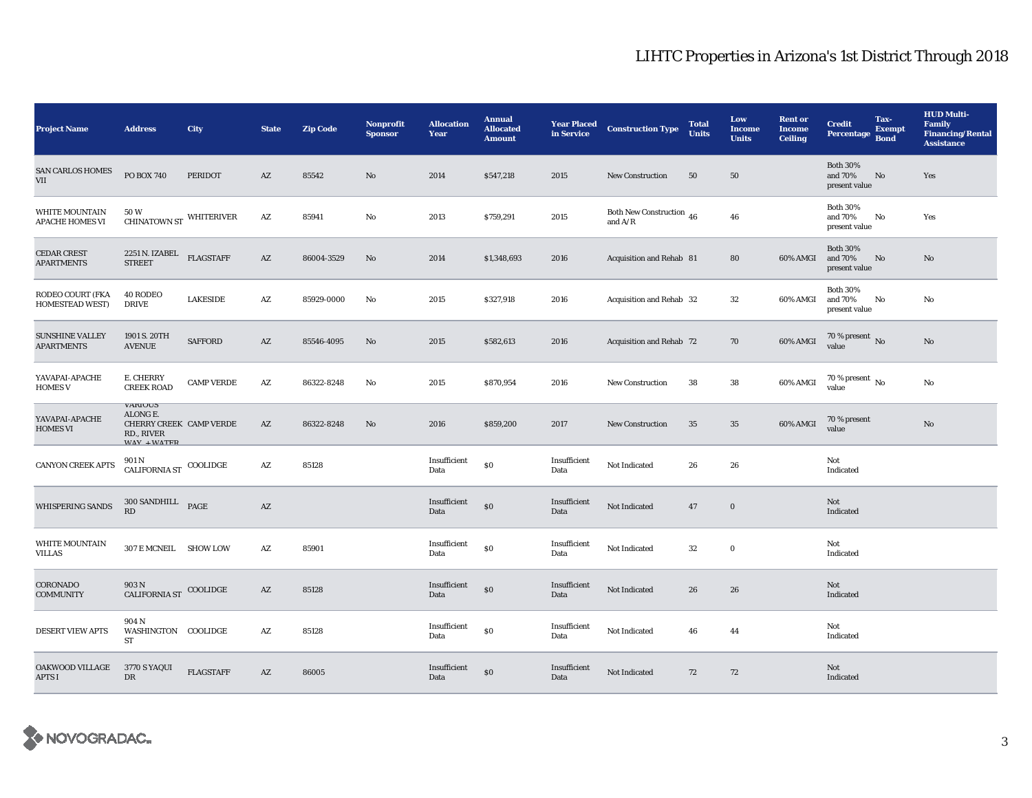# LIHTC Properties in Arizona's 1st District Through 2018

| Project Name | Address | City | State | Zip Code | Nonprofit Sponsor | Allocation Year | Annual Allocated Amount | Year Placed in Service | Construction Type | Total Units | Low Income Units | Rent or Income Ceiling | Credit Percentage | Tax-Exempt Bond | HUD Multi-Family Financing/Rental Assistance |
|---|---|---|---|---|---|---|---|---|---|---|---|---|---|---|---|
| SAN CARLOS HOMES VII | PO BOX 740 | PERIDOT | AZ | 85542 | No | 2014 | $547,218 | 2015 | New Construction | 50 | 50 | | Both 30% and 70% present value | No | Yes |
| WHITE MOUNTAIN APACHE HOMES VI | 50 W CHINATOWN ST | WHITERIVER | AZ | 85941 | No | 2013 | $759,291 | 2015 | Both New Construction and A/R | 46 | 46 | | Both 30% and 70% present value | No | Yes |
| CEDAR CREST APARTMENTS | 2251 N. IZABEL STREET | FLAGSTAFF | AZ | 86004-3529 | No | 2014 | $1,348,693 | 2016 | Acquisition and Rehab | 81 | 80 | 60% AMGI | Both 30% and 70% present value | No | No |
| RODEO COURT (FKA HOMESTEAD WEST) | 40 RODEO DRIVE | LAKESIDE | AZ | 85929-0000 | No | 2015 | $327,918 | 2016 | Acquisition and Rehab | 32 | 32 | 60% AMGI | Both 30% and 70% present value | No | No |
| SUNSHINE VALLEY APARTMENTS | 1901 S. 20TH AVENUE | SAFFORD | AZ | 85546-4095 | No | 2015 | $582,613 | 2016 | Acquisition and Rehab | 72 | 70 | 60% AMGI | 70 % present value | No | No |
| YAVAPAI-APACHE HOMES V | E. CHERRY CREEK ROAD | CAMP VERDE | AZ | 86322-8248 | No | 2015 | $870,954 | 2016 | New Construction | 38 | 38 | 60% AMGI | 70 % present value | No | No |
| YAVAPAI-APACHE HOMES VI | VARIOUS ALONG E. CHERRY CREEK RD., RIVER WAY, +WATER | CAMP VERDE | AZ | 86322-8248 | No | 2016 | $859,200 | 2017 | New Construction | 35 | 35 | 60% AMGI | 70 % present value | | No |
| CANYON CREEK APTS | 901 N CALIFORNIA ST | COOLIDGE | AZ | 85128 | | Insufficient Data | $0 | Insufficient Data | Not Indicated | 26 | 26 | | Not Indicated | | |
| WHISPERING SANDS | 300 SANDHILL RD | PAGE | AZ | | | Insufficient Data | $0 | Insufficient Data | Not Indicated | 47 | 0 | | Not Indicated | | |
| WHITE MOUNTAIN VILLAS | 307 E MCNEIL | SHOW LOW | AZ | 85901 | | Insufficient Data | $0 | Insufficient Data | Not Indicated | 32 | 0 | | Not Indicated | | |
| CORONADO COMMUNITY | 903 N CALIFORNIA ST | COOLIDGE | AZ | 85128 | | Insufficient Data | $0 | Insufficient Data | Not Indicated | 26 | 26 | | Not Indicated | | |
| DESERT VIEW APTS | 904 N WASHINGTON ST | COOLIDGE | AZ | 85128 | | Insufficient Data | $0 | Insufficient Data | Not Indicated | 46 | 44 | | Not Indicated | | |
| OAKWOOD VILLAGE APTS I | 3770 S YAQUI DR | FLAGSTAFF | AZ | 86005 | | Insufficient Data | $0 | Insufficient Data | Not Indicated | 72 | 72 | | Not Indicated | | |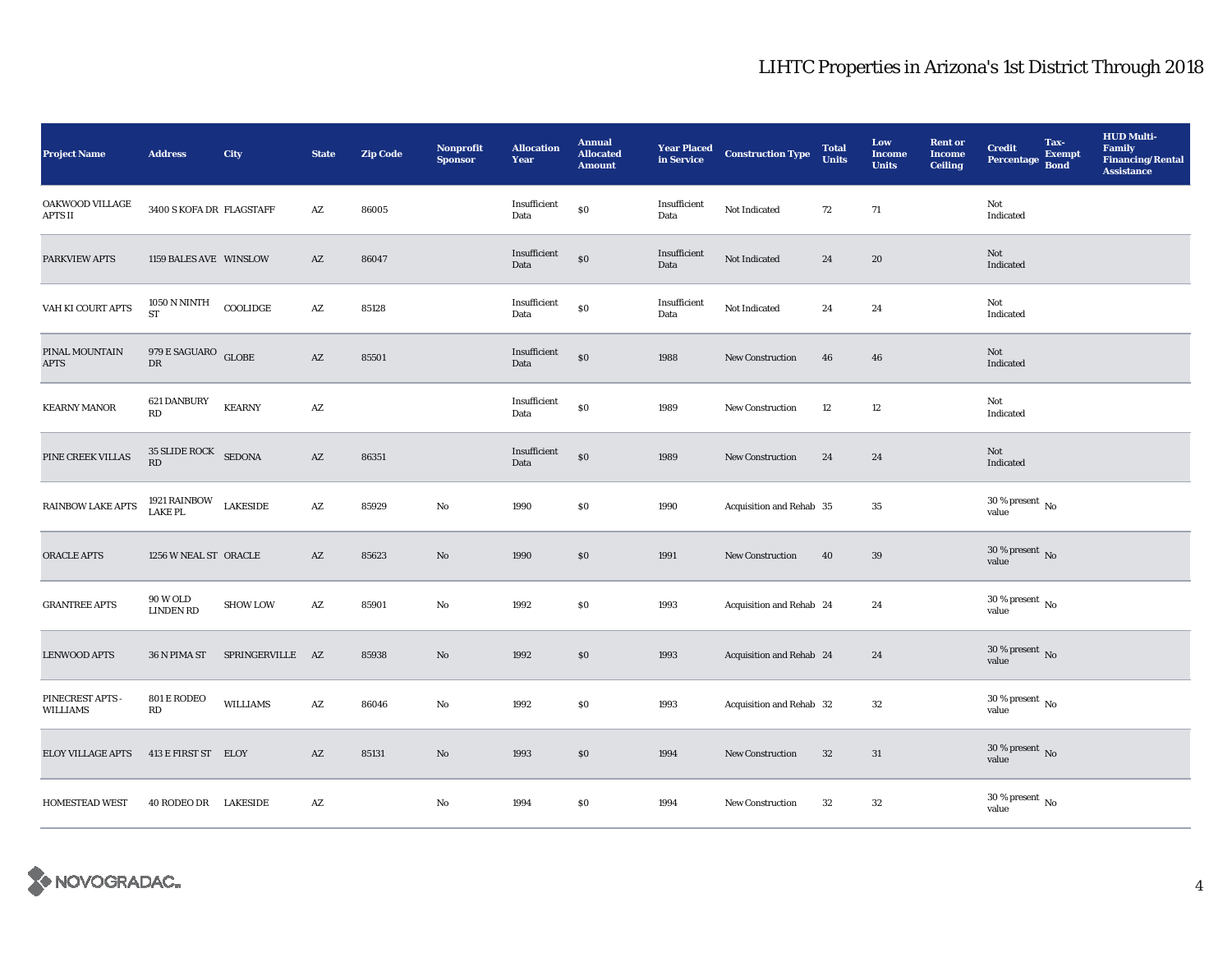## LIHTC Properties in Arizona's 1st District Through 2018

| Project Name | Address | City | State | Zip Code | Nonprofit Sponsor | Allocation Year | Annual Allocated Amount | Year Placed in Service | Construction Type | Total Units | Low Income Units | Rent or Income Ceiling | Credit Percentage | Tax-Exempt Bond | HUD Multi-Family Financing/Rental Assistance |
|---|---|---|---|---|---|---|---|---|---|---|---|---|---|---|---|
| OAKWOOD VILLAGE APTS II | 3400 S KOFA DR | FLAGSTAFF | AZ | 86005 | | Insufficient Data | $0 | Insufficient Data | Not Indicated | 72 | 71 | | Not Indicated | | |
| PARKVIEW APTS | 1159 BALES AVE | WINSLOW | AZ | 86047 | | Insufficient Data | $0 | Insufficient Data | Not Indicated | 24 | 20 | | Not Indicated | | |
| VAH KI COURT APTS | 1050 N NINTH ST | COOLIDGE | AZ | 85128 | | Insufficient Data | $0 | Insufficient Data | Not Indicated | 24 | 24 | | Not Indicated | | |
| PINAL MOUNTAIN APTS | 979 E SAGUARO DR | GLOBE | AZ | 85501 | | Insufficient Data | $0 | 1988 | New Construction | 46 | 46 | | Not Indicated | | |
| KEARNY MANOR | 621 DANBURY RD | KEARNY | AZ | | | Insufficient Data | $0 | 1989 | New Construction | 12 | 12 | | Not Indicated | | |
| PINE CREEK VILLAS | 35 SLIDE ROCK RD | SEDONA | AZ | 86351 | | Insufficient Data | $0 | 1989 | New Construction | 24 | 24 | | Not Indicated | | |
| RAINBOW LAKE APTS | 1921 RAINBOW LAKE PL | LAKESIDE | AZ | 85929 | No | 1990 | $0 | 1990 | Acquisition and Rehab | 35 | 35 | | 30 % present value | No | |
| ORACLE APTS | 1256 W NEAL ST | ORACLE | AZ | 85623 | No | 1990 | $0 | 1991 | New Construction | 40 | 39 | | 30 % present value | No | |
| GRANTREE APTS | 90 W OLD LINDEN RD | SHOW LOW | AZ | 85901 | No | 1992 | $0 | 1993 | Acquisition and Rehab | 24 | 24 | | 30 % present value | No | |
| LENWOOD APTS | 36 N PIMA ST | SPRINGERVILLE | AZ | 85938 | No | 1992 | $0 | 1993 | Acquisition and Rehab | 24 | 24 | | 30 % present value | No | |
| PINECREST APTS - WILLIAMS | 801 E RODEO RD | WILLIAMS | AZ | 86046 | No | 1992 | $0 | 1993 | Acquisition and Rehab | 32 | 32 | | 30 % present value | No | |
| ELOY VILLAGE APTS | 413 E FIRST ST | ELOY | AZ | 85131 | No | 1993 | $0 | 1994 | New Construction | 32 | 31 | | 30 % present value | No | |
| HOMESTEAD WEST | 40 RODEO DR | LAKESIDE | AZ | | No | 1994 | $0 | 1994 | New Construction | 32 | 32 | | 30 % present value | No | |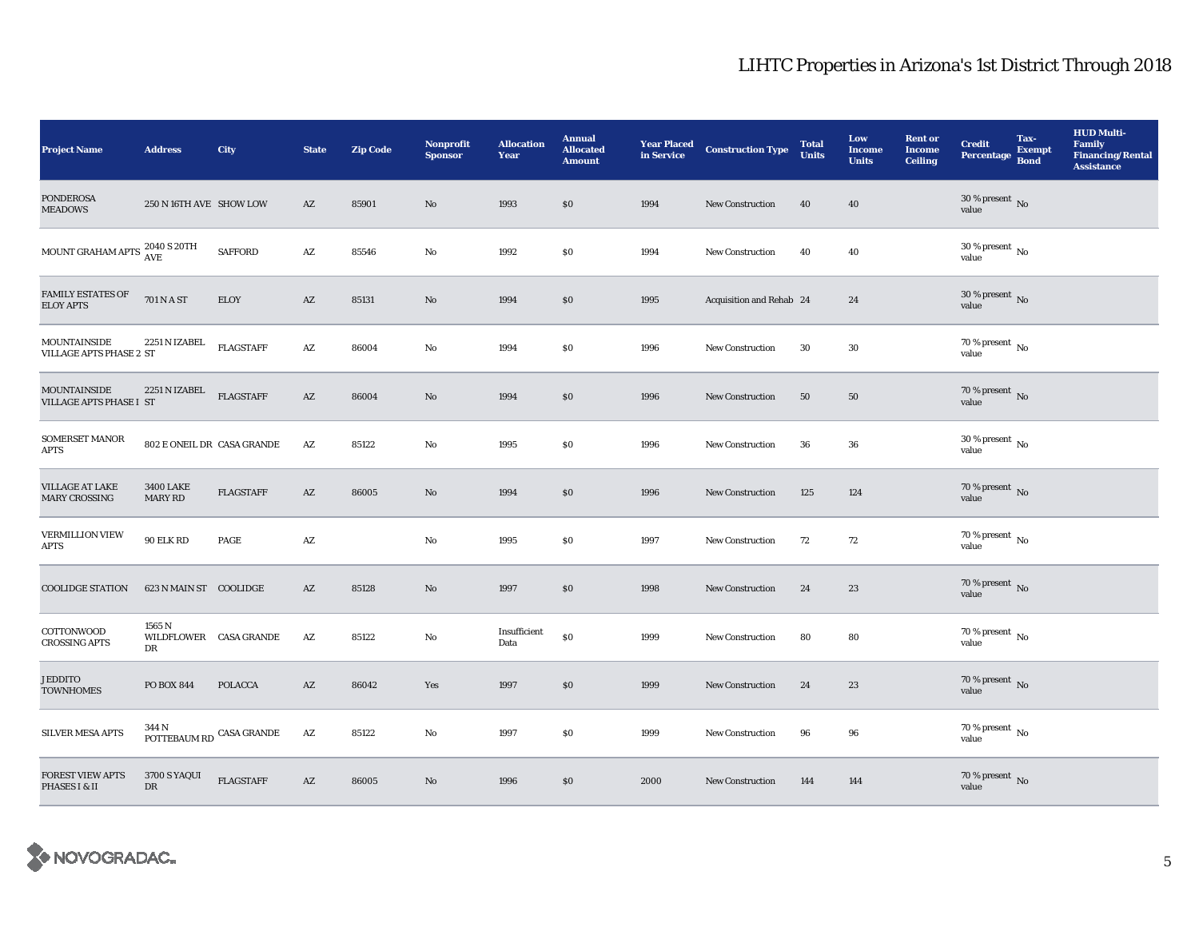# LIHTC Properties in Arizona's 1st District Through 2018

| Project Name | Address | City | State | Zip Code | Nonprofit Sponsor | Allocation Year | Annual Allocated Amount | Year Placed in Service | Construction Type | Total Units | Low Income Units | Rent or Income Ceiling | Credit Percentage | Tax-Exempt Bond | HUD Multi-Family Financing/Rental Assistance |
|---|---|---|---|---|---|---|---|---|---|---|---|---|---|---|---|
| PONDEROSA MEADOWS | 250 N 16TH AVE | SHOW LOW | AZ | 85901 | No | 1993 | $0 | 1994 | New Construction | 40 | 40 | | 30 % present value | No | |
| MOUNT GRAHAM APTS | 2040 S 20TH AVE | SAFFORD | AZ | 85546 | No | 1992 | $0 | 1994 | New Construction | 40 | 40 | | 30 % present value | No | |
| FAMILY ESTATES OF ELOY APTS | 701 N A ST | ELOY | AZ | 85131 | No | 1994 | $0 | 1995 | Acquisition and Rehab | 24 | 24 | | 30 % present value | No | |
| MOUNTAINSIDE VILLAGE APTS PHASE 2 | 2251 N IZABEL ST | FLAGSTAFF | AZ | 86004 | No | 1994 | $0 | 1996 | New Construction | 30 | 30 | | 70 % present value | No | |
| MOUNTAINSIDE VILLAGE APTS PHASE I | 2251 N IZABEL ST | FLAGSTAFF | AZ | 86004 | No | 1994 | $0 | 1996 | New Construction | 50 | 50 | | 70 % present value | No | |
| SOMERSET MANOR APTS | 802 E ONEIL DR | CASA GRANDE | AZ | 85122 | No | 1995 | $0 | 1996 | New Construction | 36 | 36 | | 30 % present value | No | |
| VILLAGE AT LAKE MARY CROSSING | 3400 LAKE MARY RD | FLAGSTAFF | AZ | 86005 | No | 1994 | $0 | 1996 | New Construction | 125 | 124 | | 70 % present value | No | |
| VERMILLION VIEW APTS | 90 ELK RD | PAGE | AZ | | No | 1995 | $0 | 1997 | New Construction | 72 | 72 | | 70 % present value | No | |
| COOLIDGE STATION | 623 N MAIN ST | COOLIDGE | AZ | 85128 | No | 1997 | $0 | 1998 | New Construction | 24 | 23 | | 70 % present value | No | |
| COTTONWOOD CROSSING APTS | 1565 N WILDFLOWER DR | CASA GRANDE | AZ | 85122 | No | Insufficient Data | $0 | 1999 | New Construction | 80 | 80 | | 70 % present value | No | |
| JEDDITO TOWNHOMES | PO BOX 844 | POLACCA | AZ | 86042 | Yes | 1997 | $0 | 1999 | New Construction | 24 | 23 | | 70 % present value | No | |
| SILVER MESA APTS | 344 N POTTEBAUM RD | CASA GRANDE | AZ | 85122 | No | 1997 | $0 | 1999 | New Construction | 96 | 96 | | 70 % present value | No | |
| FOREST VIEW APTS PHASES I & II | 3700 S YAQUI DR | FLAGSTAFF | AZ | 86005 | No | 1996 | $0 | 2000 | New Construction | 144 | 144 | | 70 % present value | No | |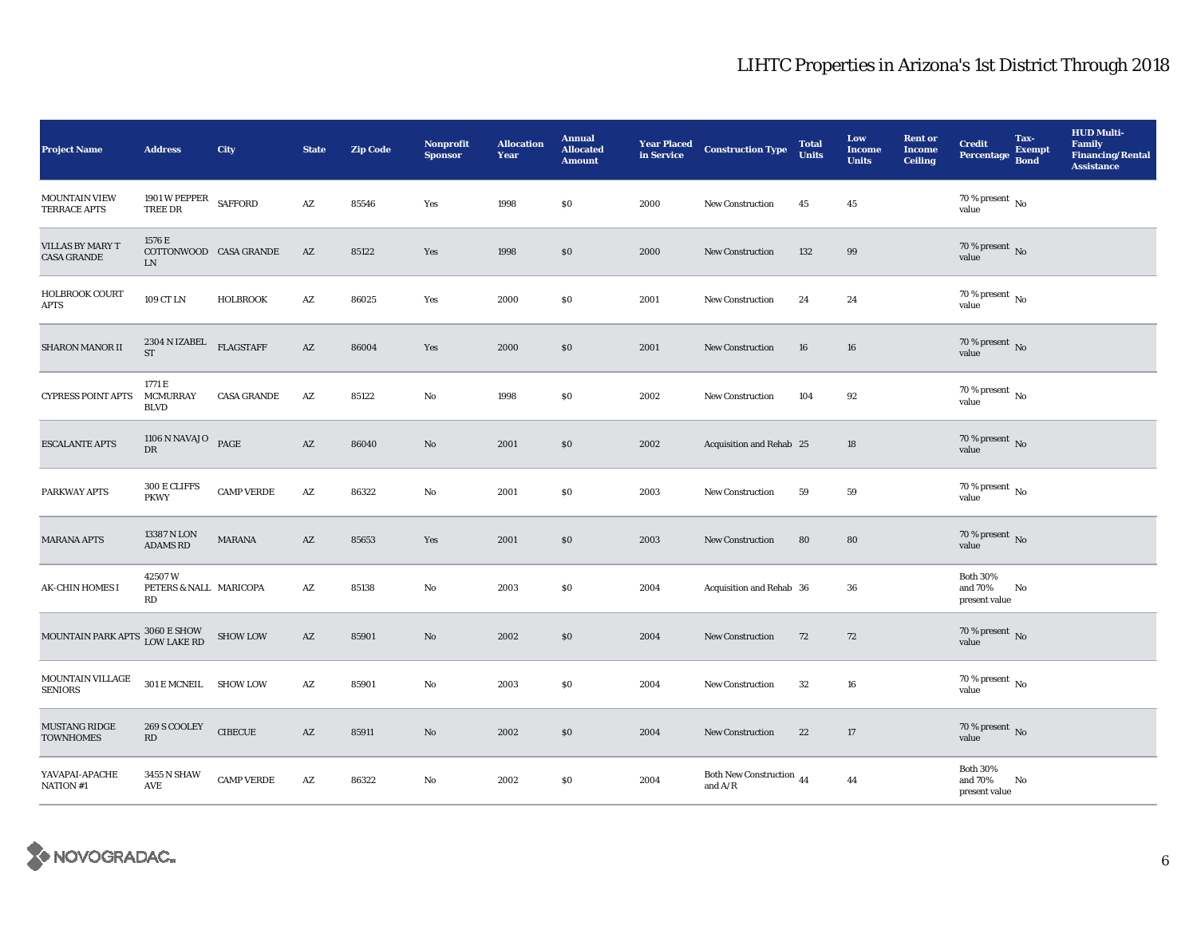# LIHTC Properties in Arizona's 1st District Through 2018

| Project Name | Address | City | State | Zip Code | Nonprofit Sponsor | Allocation Year | Annual Allocated Amount | Year Placed in Service | Construction Type | Total Units | Low Income Units | Rent or Income Ceiling | Credit Percentage | Tax-Exempt Bond | HUD Multi-Family Financing/Rental Assistance |
|---|---|---|---|---|---|---|---|---|---|---|---|---|---|---|---|
| MOUNTAIN VIEW TERRACE APTS | 1901 W PEPPER TREE DR | SAFFORD | AZ | 85546 | Yes | 1998 | $0 | 2000 | New Construction | 45 | 45 | | 70 % present value | No | |
| VILLAS BY MARY T CASA GRANDE | 1576 E COTTONWOOD LN | CASA GRANDE | AZ | 85122 | Yes | 1998 | $0 | 2000 | New Construction | 132 | 99 | | 70 % present value | No | |
| HOLBROOK COURT APTS | 109 CT LN | HOLBROOK | AZ | 86025 | Yes | 2000 | $0 | 2001 | New Construction | 24 | 24 | | 70 % present value | No | |
| SHARON MANOR II | 2304 N IZABEL ST | FLAGSTAFF | AZ | 86004 | Yes | 2000 | $0 | 2001 | New Construction | 16 | 16 | | 70 % present value | No | |
| CYPRESS POINT APTS | 1771 E MCMURRAY BLVD | CASA GRANDE | AZ | 85122 | No | 1998 | $0 | 2002 | New Construction | 104 | 92 | | 70 % present value | No | |
| ESCALANTE APTS | 1106 N NAVAJO DR | PAGE | AZ | 86040 | No | 2001 | $0 | 2002 | Acquisition and Rehab | 25 | 18 | | 70 % present value | No | |
| PARKWAY APTS | 300 E CLIFFS PKWY | CAMP VERDE | AZ | 86322 | No | 2001 | $0 | 2003 | New Construction | 59 | 59 | | 70 % present value | No | |
| MARANA APTS | 13387 N LON ADAMS RD | MARANA | AZ | 85653 | Yes | 2001 | $0 | 2003 | New Construction | 80 | 80 | | 70 % present value | No | |
| AK-CHIN HOMES I | 42507 W PETERS & NALL RD | MARICOPA | AZ | 85138 | No | 2003 | $0 | 2004 | Acquisition and Rehab | 36 | 36 | | Both 30% and 70% present value | No | |
| MOUNTAIN PARK APTS | 3060 E SHOW LOW LAKE RD | SHOW LOW | AZ | 85901 | No | 2002 | $0 | 2004 | New Construction | 72 | 72 | | 70 % present value | No | |
| MOUNTAIN VILLAGE SENIORS | 301 E MCNEIL | SHOW LOW | AZ | 85901 | No | 2003 | $0 | 2004 | New Construction | 32 | 16 | | 70 % present value | No | |
| MUSTANG RIDGE TOWNHOMES | 269 S COOLEY RD | CIBECUE | AZ | 85911 | No | 2002 | $0 | 2004 | New Construction | 22 | 17 | | 70 % present value | No | |
| YAVAPAI-APACHE NATION #1 | 3455 N SHAW AVE | CAMP VERDE | AZ | 86322 | No | 2002 | $0 | 2004 | Both New Construction and A/R | 44 | 44 | | Both 30% and 70% present value | No | |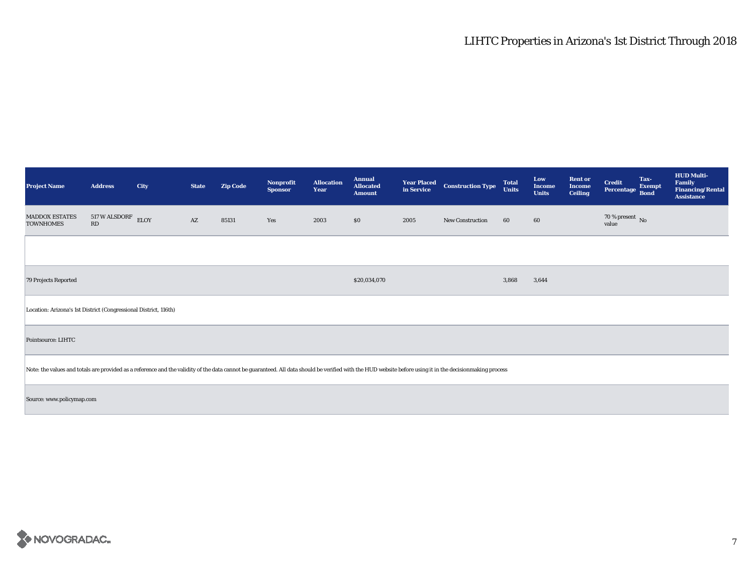| Project Name | Address | City | State | Zip Code | Nonprofit Sponsor | Allocation Year | Annual Allocated Amount | Year Placed in Service | Construction Type | Total Units | Low Income Units | Rent or Income Ceiling | Credit Percentage | Tax-Exempt Bond | HUD Multi-Family Financing/Rental Assistance |
|---|---|---|---|---|---|---|---|---|---|---|---|---|---|---|---|
| MADDOX ESTATES TOWNHOMES | 517 W ALSDORF RD | ELOY | AZ | 85131 | Yes | 2003 | $0 | 2005 | New Construction | 60 | 60 | | 70 % present value | No | |
| | | | | | | | | | | | | | | | |
| 79 Projects Reported | | | | | | | $20,034,070 | | | 3,868 | 3,644 | | | | |
| Location: Arizona's 1st District (Congressional District, 116th) | | | | | | | | | | | | | | | |
| Pointsource: LIHTC | | | | | | | | | | | | | | | |
| Note: the values and totals are provided as a reference and the validity of the data cannot be guaranteed. All data should be verified with the HUD website before using it in the decisionmaking process | | | | | | | | | | | | | | | |
| Source: www.policymap.com | | | | | | | | | | | | | | | |